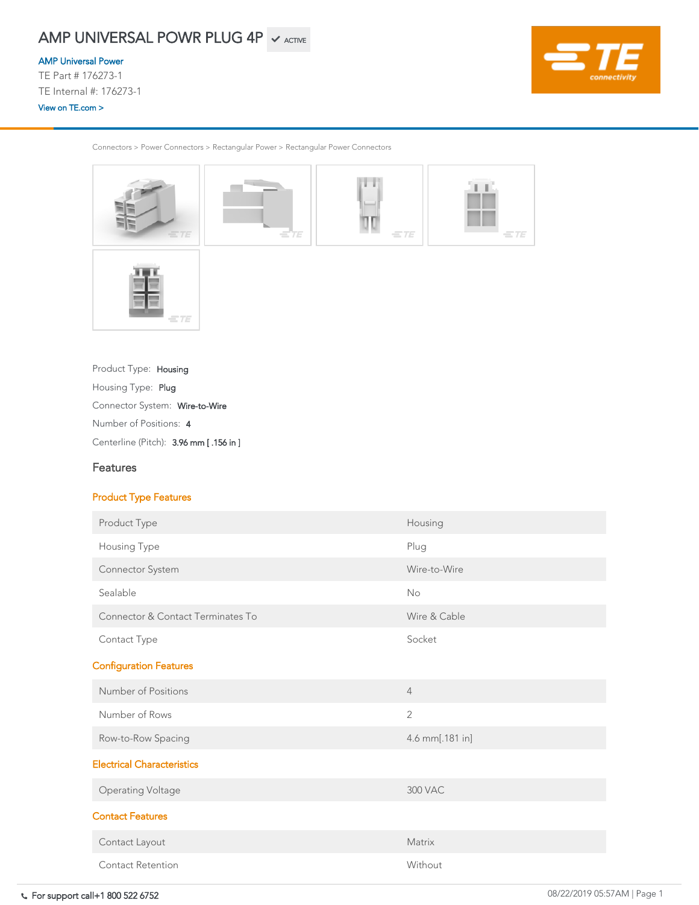# AMP UNIVERSAL POWR PLUG 4P ✔ ACTIVE

AMP Universal Power
TE Part # 176273-1
TE Internal #: 176273-1
View on TE.com >

Connectors > Power Connectors > Rectangular Power > Rectangular Power Connectors

Product Type: **Housing**
Housing Type: **Plug**
Connector System: **Wire-to-Wire**
Number of Positions: **4**
Centerline (Pitch): **3.96 mm [ .156 in ]**

## Features

### Product Type Features

| | |
|---|---|
| Product Type | Housing |
| Housing Type | Plug |
| Connector System | Wire-to-Wire |
| Sealable | No |
| Connector & Contact Terminates To | Wire & Cable |
| Contact Type | Socket |

### Configuration Features

| | |
|---|---|
| Number of Positions | 4 |
| Number of Rows | 2 |
| Row-to-Row Spacing | 4.6 mm[.181 in] |

### Electrical Characteristics

| | |
|---|---|
| Operating Voltage | 300 VAC |

### Contact Features

| | |
|---|---|
| Contact Layout | Matrix |
| Contact Retention | Without |

For support call+1 800 522 6752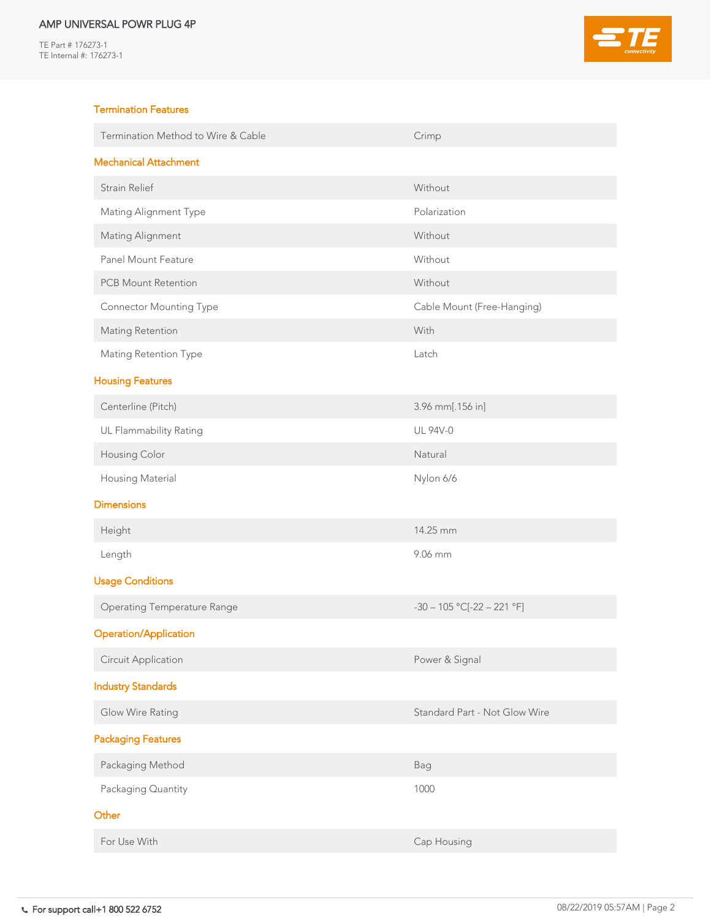## Termination Features

| | |
|---|---|
| Termination Method to Wire & Cable | Crimp |

## Mechanical Attachment

| | |
|---|---|
| Strain Relief | Without |
| Mating Alignment Type | Polarization |
| Mating Alignment | Without |
| Panel Mount Feature | Without |
| PCB Mount Retention | Without |
| Connector Mounting Type | Cable Mount (Free-Hanging) |
| Mating Retention | With |
| Mating Retention Type | Latch |

## Housing Features

| | |
|---|---|
| Centerline (Pitch) | 3.96 mm[.156 in] |
| UL Flammability Rating | UL 94V-0 |
| Housing Color | Natural |
| Housing Material | Nylon 6/6 |

## Dimensions

| | |
|---|---|
| Height | 14.25 mm |
| Length | 9.06 mm |

## Usage Conditions

| | |
|---|---|
| Operating Temperature Range | -30 – 105 °C[-22 – 221 °F] |

## Operation/Application

| | |
|---|---|
| Circuit Application | Power & Signal |

## Industry Standards

| | |
|---|---|
| Glow Wire Rating | Standard Part - Not Glow Wire |

## Packaging Features

| | |
|---|---|
| Packaging Method | Bag |
| Packaging Quantity | 1000 |

## Other

| | |
|---|---|
| For Use With | Cap Housing |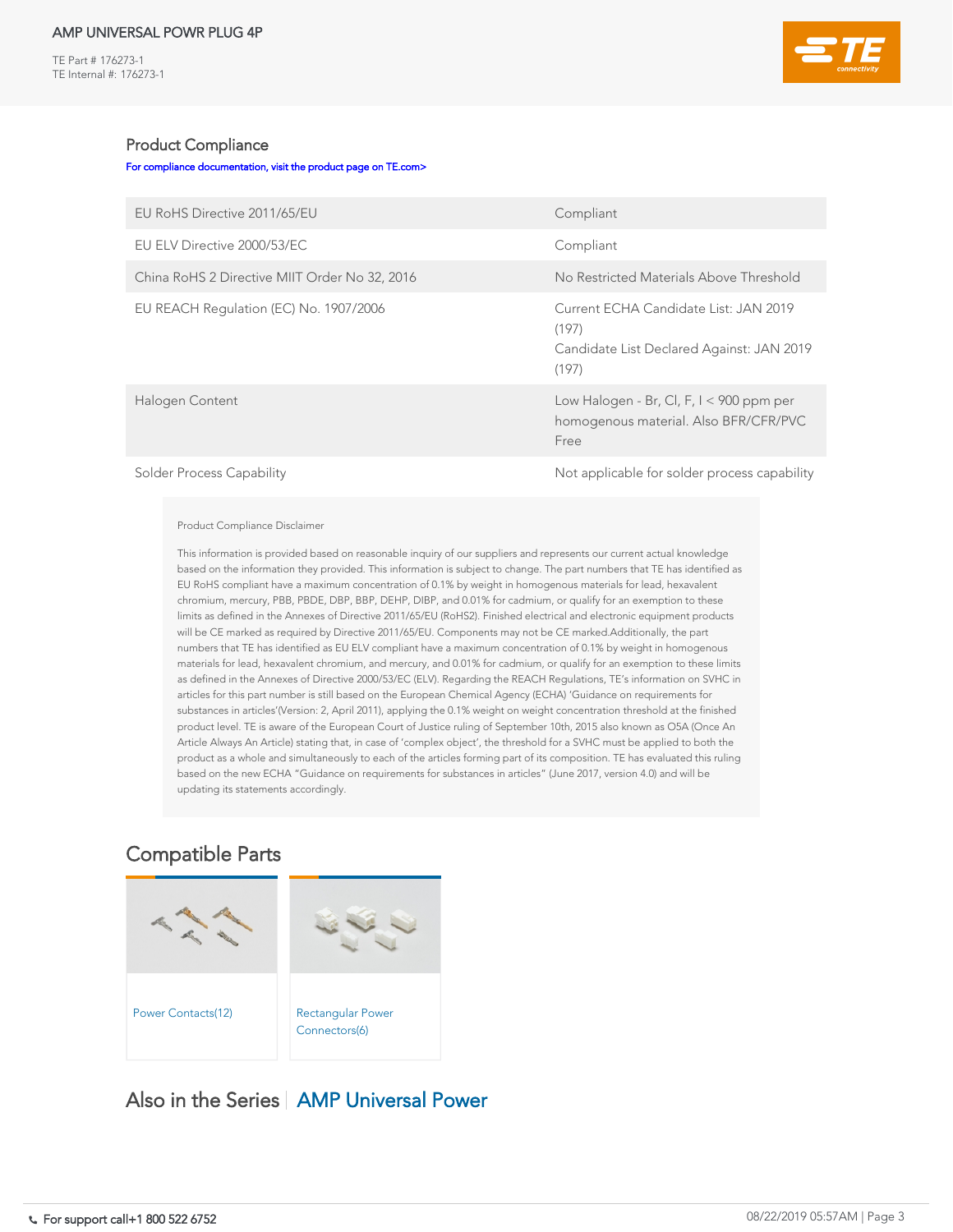## Product Compliance

For compliance documentation, visit the product page on TE.com>

| | |
|---|---|
| EU RoHS Directive 2011/65/EU | Compliant |
| EU ELV Directive 2000/53/EC | Compliant |
| China RoHS 2 Directive MIIT Order No 32, 2016 | No Restricted Materials Above Threshold |
| EU REACH Regulation (EC) No. 1907/2006 | Current ECHA Candidate List: JAN 2019 (197)<br>Candidate List Declared Against: JAN 2019 (197) |
| Halogen Content | Low Halogen - Br, Cl, F, I < 900 ppm per homogenous material. Also BFR/CFR/PVC Free |
| Solder Process Capability | Not applicable for solder process capability |

Product Compliance Disclaimer

This information is provided based on reasonable inquiry of our suppliers and represents our current actual knowledge based on the information they provided. This information is subject to change. The part numbers that TE has identified as EU RoHS compliant have a maximum concentration of 0.1% by weight in homogenous materials for lead, hexavalent chromium, mercury, PBB, PBDE, DBP, BBP, DEHP, DIBP, and 0.01% for cadmium, or qualify for an exemption to these limits as defined in the Annexes of Directive 2011/65/EU (RoHS2). Finished electrical and electronic equipment products will be CE marked as required by Directive 2011/65/EU. Components may not be CE marked.Additionally, the part numbers that TE has identified as EU ELV compliant have a maximum concentration of 0.1% by weight in homogenous materials for lead, hexavalent chromium, and mercury, and 0.01% for cadmium, or qualify for an exemption to these limits as defined in the Annexes of Directive 2000/53/EC (ELV). Regarding the REACH Regulations, TE's information on SVHC in articles for this part number is still based on the European Chemical Agency (ECHA) 'Guidance on requirements for substances in articles'(Version: 2, April 2011), applying the 0.1% weight on weight concentration threshold at the finished product level. TE is aware of the European Court of Justice ruling of September 10th, 2015 also known as O5A (Once An Article Always An Article) stating that, in case of 'complex object', the threshold for a SVHC must be applied to both the product as a whole and simultaneously to each of the articles forming part of its composition. TE has evaluated this ruling based on the new ECHA "Guidance on requirements for substances in articles" (June 2017, version 4.0) and will be updating its statements accordingly.

## Compatible Parts

Power Contacts(12)

Rectangular Power Connectors(6)

## Also in the Series | AMP Universal Power

For support call+1 800 522 6752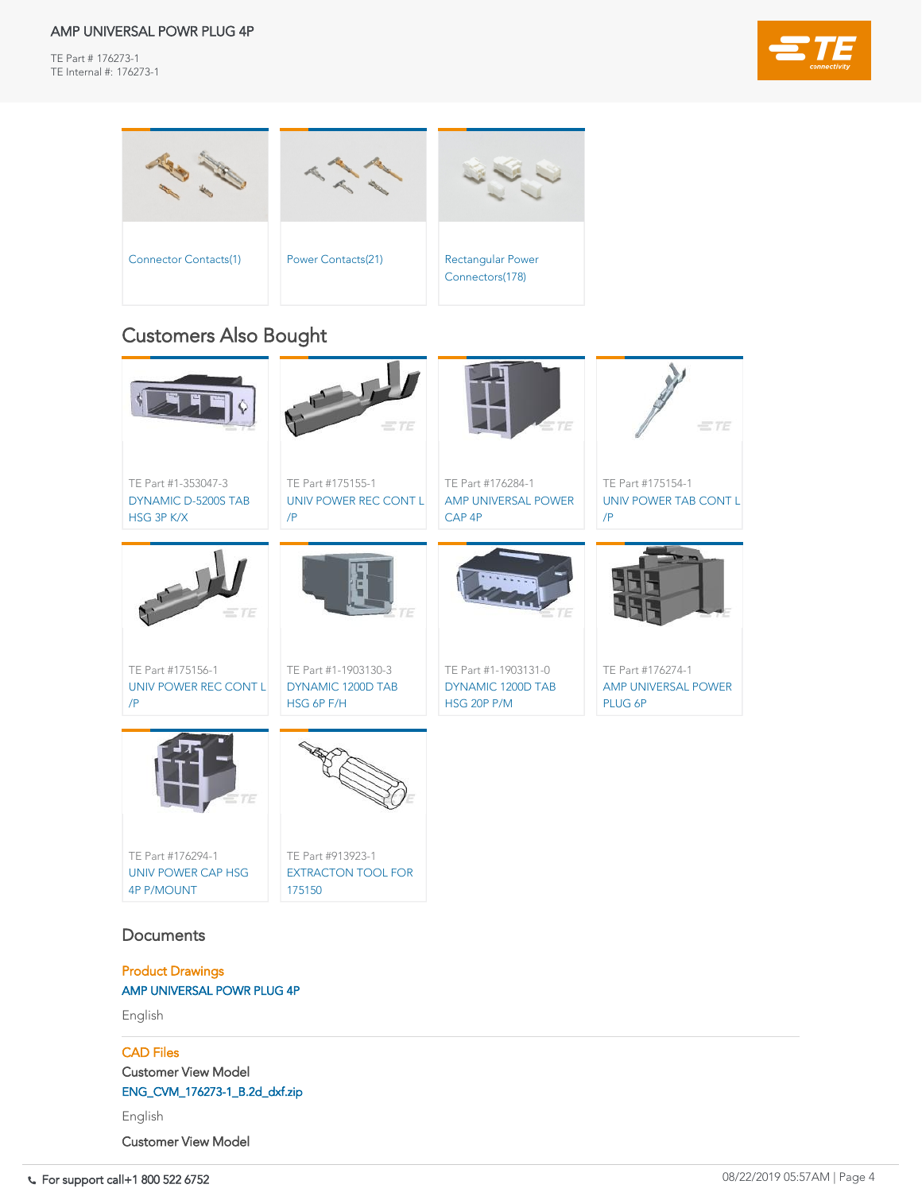Connector Contacts(1)

Power Contacts(21)

Rectangular Power Connectors(178)

## Customers Also Bought

TE Part #1-353047-3
DYNAMIC D-5200S TAB HSG 3P K/X

TE Part #175155-1
UNIV POWER REC CONT L /P

TE Part #176284-1
AMP UNIVERSAL POWER CAP 4P

TE Part #175154-1
UNIV POWER TAB CONT L /P

TE Part #175156-1
UNIV POWER REC CONT L /P

TE Part #1-1903130-3
DYNAMIC 1200D TAB HSG 6P F/H

TE Part #1-1903131-0
DYNAMIC 1200D TAB HSG 20P P/M

TE Part #176274-1
AMP UNIVERSAL POWER PLUG 6P

TE Part #176294-1
UNIV POWER CAP HSG 4P P/MOUNT

TE Part #913923-1
EXTRACTON TOOL FOR 175150

## Documents

### Product Drawings

AMP UNIVERSAL POWR PLUG 4P

English

### CAD Files

Customer View Model

ENG_CVM_176273-1_B.2d_dxf.zip

English

Customer View Model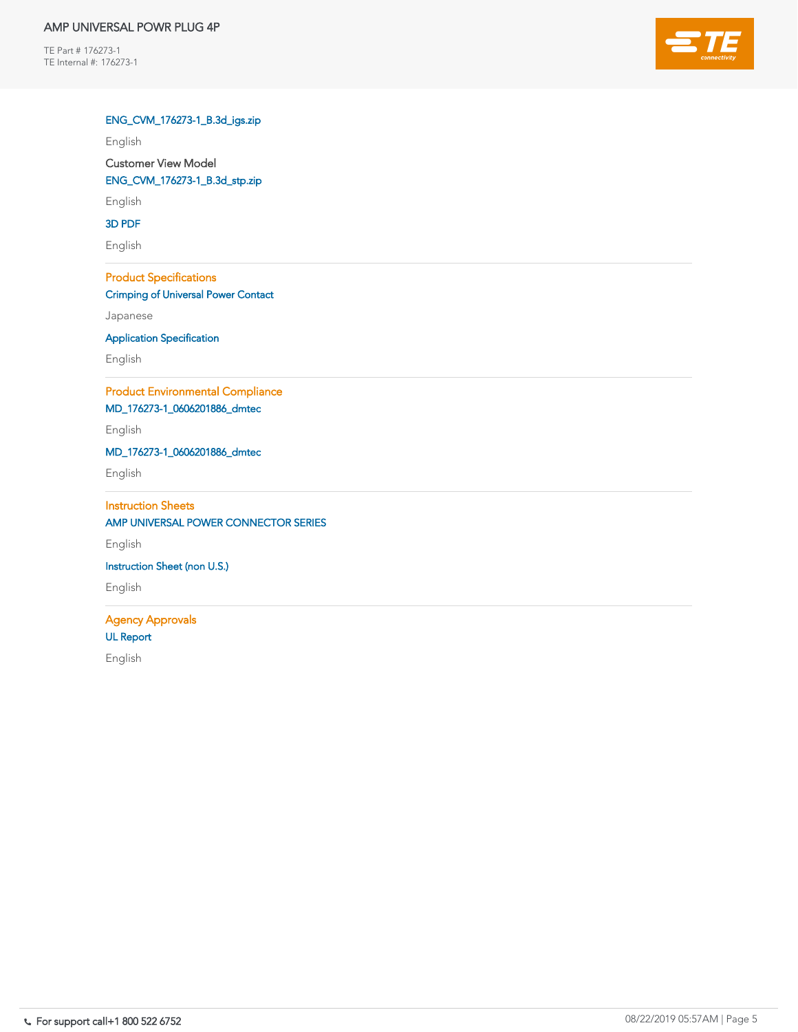ENG_CVM_176273-1_B.3d_igs.zip

English

Customer View Model

ENG_CVM_176273-1_B.3d_stp.zip

English

3D PDF

English

## Product Specifications

Crimping of Universal Power Contact

Japanese

Application Specification

English

## Product Environmental Compliance

MD_176273-1_0606201886_dmtec

English

MD_176273-1_0606201886_dmtec

English

## Instruction Sheets

AMP UNIVERSAL POWER CONNECTOR SERIES

English

Instruction Sheet (non U.S.)

English

## Agency Approvals

UL Report

English